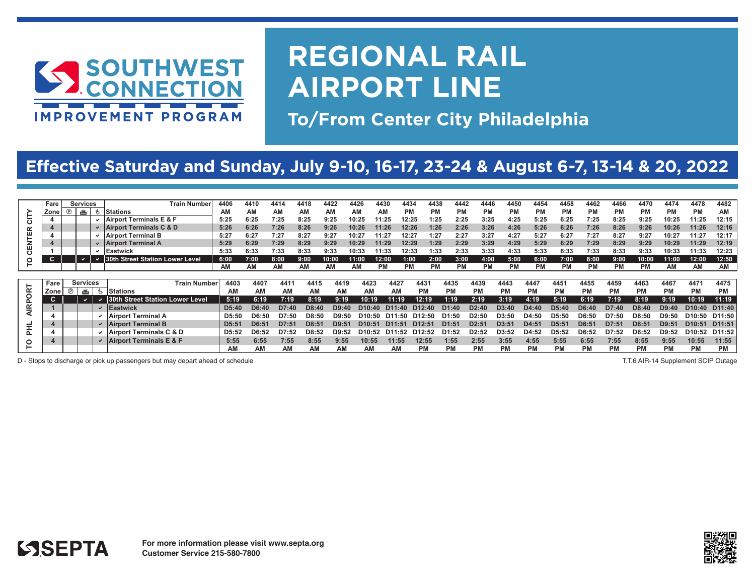SOUTHWEST CONNECTION IMPROVEMENT PROGRAM

# REGIONAL RAIL AIRPORT LINE

## To/From Center City Philadelphia

## Effective Saturday and Sunday, July 9-10, 16-17, 23-24 & August 6-7, 13-14 & 20, 2022

### TO CENTER CITY

| Fare Zone | Services (Parking) | Services (Ticket Office) | Services (Accessible) | Train Number / Stations | 4406 | 4410 | 4414 | 4418 | 4422 | 4426 | 4430 | 4434 | 4438 | 4442 | 4446 | 4450 | 4454 | 4458 | 4462 | 4466 | 4470 | 4474 | 4478 | 4482 |
|---|---|---|---|---|---|---|---|---|---|---|---|---|---|---|---|---|---|---|---|---|---|---|---|---|
| | | | | | AM | AM | AM | AM | AM | AM | AM | PM | PM | PM | PM | PM | PM | PM | PM | PM | PM | PM | PM | AM |
| 4 | | | ✓ | Airport Terminals E & F | 5:25 | 6:25 | 7:25 | 8:25 | 9:25 | 10:25 | 11:25 | 12:25 | 1:25 | 2:25 | 3:25 | 4:25 | 5:25 | 6:25 | 7:25 | 8:25 | 9:25 | 10:25 | 11:25 | 12:15 |
| 4 | | | ✓ | Airport Terminals C & D | 5:26 | 6:26 | 7:26 | 8:26 | 9:26 | 10:26 | 11:26 | 12:26 | 1:26 | 2:26 | 3:26 | 4:26 | 5:26 | 6:26 | 7:26 | 8:26 | 9:26 | 10:26 | 11:26 | 12:16 |
| 4 | | | ✓ | Airport Terminal B | 5:27 | 6:27 | 7:27 | 8:27 | 9:27 | 10:27 | 11:27 | 12:27 | 1:27 | 2:27 | 3:27 | 4:27 | 5:27 | 6:27 | 7:27 | 8:27 | 9:27 | 10:27 | 11:27 | 12:17 |
| 4 | | | ✓ | Airport Terminal A | 5:29 | 6:29 | 7:29 | 8:29 | 9:29 | 10:29 | 11:29 | 12:29 | 1:29 | 2:29 | 3:29 | 4:29 | 5:29 | 6:29 | 7:29 | 8:29 | 9:29 | 10:29 | 11:29 | 12:19 |
| 1 | | | ✓ | Eastwick | 5:33 | 6:33 | 7:33 | 8:33 | 9:33 | 10:33 | 11:33 | 12:33 | 1:33 | 2:33 | 3:33 | 4:33 | 5:33 | 6:33 | 7:33 | 8:33 | 9:33 | 10:33 | 11:33 | 12:23 |
| C | | ✓ | ✓ | 30th Street Station Lower Level | 6:00 | 7:00 | 8:00 | 9:00 | 10:00 | 11:00 | 12:00 | 1:00 | 2:00 | 3:00 | 4:00 | 5:00 | 6:00 | 7:00 | 8:00 | 9:00 | 10:00 | 11:00 | 12:00 | 12:50 |
| | | | | | AM | AM | AM | AM | AM | AM | PM | PM | PM | PM | PM | PM | PM | PM | PM | PM | PM | AM | AM | AM |

### TO PHL AIRPORT

| Fare Zone | Services (Parking) | Services (Ticket Office) | Services (Accessible) | Train Number / Stations | 4403 | 4407 | 4411 | 4415 | 4419 | 4423 | 4427 | 4431 | 4435 | 4439 | 4443 | 4447 | 4451 | 4455 | 4459 | 4463 | 4467 | 4471 | 4475 |
|---|---|---|---|---|---|---|---|---|---|---|---|---|---|---|---|---|---|---|---|---|---|---|---|
| | | | | | AM | AM | AM | AM | AM | AM | AM | PM | PM | PM | PM | PM | PM | PM | PM | PM | PM | PM | PM |
| C | | ✓ | ✓ | 30th Street Station Lower Level | 5:19 | 6:19 | 7:19 | 8:19 | 9:19 | 10:19 | 11:19 | 12:19 | 1:19 | 2:19 | 3:19 | 4:19 | 5:19 | 6:19 | 7:19 | 8:19 | 9:19 | 10:19 | 11:19 |
| 1 | | | ✓ | Eastwick | D5:40 | D6:40 | D7:40 | D8:40 | D9:40 | D10:40 | D11:40 | D12:40 | D1:40 | D2:40 | D3:40 | D4:40 | D5:40 | D6:40 | D7:40 | D8:40 | D9:40 | D10:40 | D11:40 |
| 4 | | | ✓ | Airport Terminal A | D5:50 | D6:50 | D7:50 | D8:50 | D9:50 | D10:50 | D11:50 | D12:50 | D1:50 | D2:50 | D3:50 | D4:50 | D5:50 | D6:50 | D7:50 | D8:50 | D9:50 | D10:50 | D11:50 |
| 4 | | | ✓ | Airport Terminal B | D5:51 | D6:51 | D7:51 | D8:51 | D9:51 | D10:51 | D11:51 | D12:51 | D1:51 | D2:51 | D3:51 | D4:51 | D5:51 | D6:51 | D7:51 | D8:51 | D9:51 | D10:51 | D11:51 |
| 4 | | | ✓ | Airport Terminals C & D | D5:52 | D6:52 | D7:52 | D8:52 | D9:52 | D10:52 | D11:52 | D12:52 | D1:52 | D2:52 | D3:52 | D4:52 | D5:52 | D6:52 | D7:52 | D8:52 | D9:52 | D10:52 | D11:52 |
| 4 | | | ✓ | Airport Terminals E & F | 5:55 | 6:55 | 7:55 | 8:55 | 9:55 | 10:55 | 11:55 | 12:55 | 1:55 | 2:55 | 3:55 | 4:55 | 5:55 | 6:55 | 7:55 | 8:55 | 9:55 | 10:55 | 11:55 |
| | | | | | AM | AM | AM | AM | AM | AM | AM | PM | PM | PM | PM | PM | PM | PM | PM | PM | PM | PM | PM |

D - Stops to discharge or pick up passengers but may depart ahead of schedule

T.T.6 AIR-14 Supplement SCIP Outage

SEPTA

**For more information please visit www.septa.org**
**Customer Service 215-580-7800**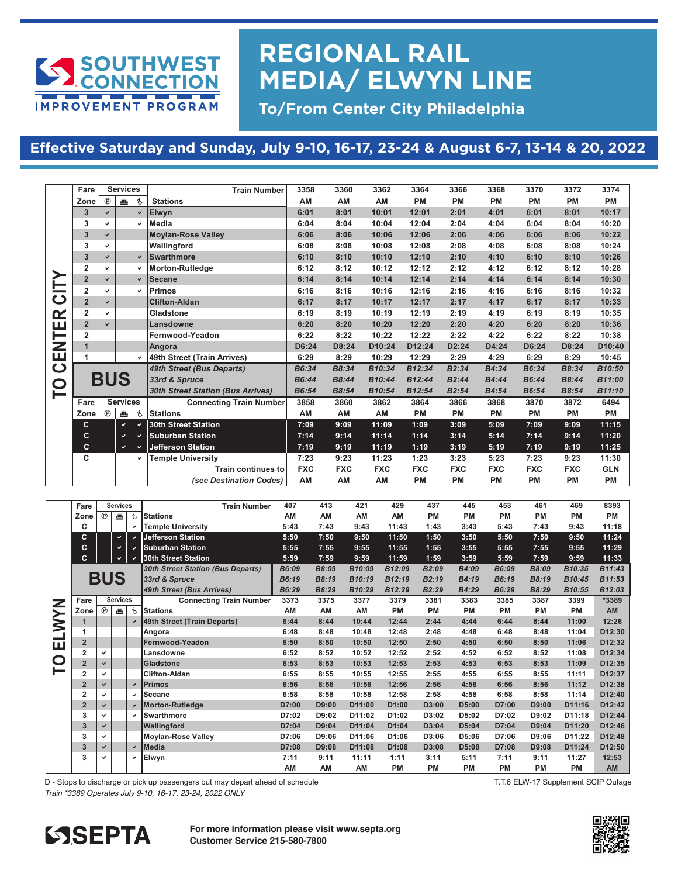# REGIONAL RAIL MEDIA/ ELWYN LINE

**To/From Center City Philadelphia**

## Effective Saturday and Sunday, July 9-10, 16-17, 23-24 & August 6-7, 13-14 & 20, 2022

### TO CENTER CITY

| Fare Zone | Ⓟ | Services | ♿ | Stations / Train Number | 3358 | 3360 | 3362 | 3364 | 3366 | 3368 | 3370 | 3372 | 3374 |
|---|---|---|---|---|---|---|---|---|---|---|---|---|---|
| | | | | | AM | AM | AM | PM | PM | PM | PM | PM | PM |
| 3 | ✓ | | ✓ | Elwyn | 6:01 | 8:01 | 10:01 | 12:01 | 2:01 | 4:01 | 6:01 | 8:01 | 10:17 |
| 3 | ✓ | | ✓ | Media | 6:04 | 8:04 | 10:04 | 12:04 | 2:04 | 4:04 | 6:04 | 8:04 | 10:20 |
| 3 | ✓ | | | Moylan-Rose Valley | 6:06 | 8:06 | 10:06 | 12:06 | 2:06 | 4:06 | 6:06 | 8:06 | 10:22 |
| 3 | ✓ | | | Wallingford | 6:08 | 8:08 | 10:08 | 12:08 | 2:08 | 4:08 | 6:08 | 8:08 | 10:24 |
| 3 | ✓ | | ✓ | Swarthmore | 6:10 | 8:10 | 10:10 | 12:10 | 2:10 | 4:10 | 6:10 | 8:10 | 10:26 |
| 2 | ✓ | | ✓ | Morton-Rutledge | 6:12 | 8:12 | 10:12 | 12:12 | 2:12 | 4:12 | 6:12 | 8:12 | 10:28 |
| 2 | ✓ | | ✓ | Secane | 6:14 | 8:14 | 10:14 | 12:14 | 2:14 | 4:14 | 6:14 | 8:14 | 10:30 |
| 2 | ✓ | | ✓ | Primos | 6:16 | 8:16 | 10:16 | 12:16 | 2:16 | 4:16 | 6:16 | 8:16 | 10:32 |
| 2 | ✓ | | | Clifton-Aldan | 6:17 | 8:17 | 10:17 | 12:17 | 2:17 | 4:17 | 6:17 | 8:17 | 10:33 |
| 2 | ✓ | | | Gladstone | 6:19 | 8:19 | 10:19 | 12:19 | 2:19 | 4:19 | 6:19 | 8:19 | 10:35 |
| 2 | ✓ | | | Lansdowne | 6:20 | 8:20 | 10:20 | 12:20 | 2:20 | 4:20 | 6:20 | 8:20 | 10:36 |
| 2 | | | | Fernwood-Yeadon | 6:22 | 8:22 | 10:22 | 12:22 | 2:22 | 4:22 | 6:22 | 8:22 | 10:38 |
| 1 | | | | Angora | D6:24 | D8:24 | D10:24 | D12:24 | D2:24 | D4:24 | D6:24 | D8:24 | D10:40 |
| 1 | | | ✓ | 49th Street (Train Arrives) | 6:29 | 8:29 | 10:29 | 12:29 | 2:29 | 4:29 | 6:29 | 8:29 | 10:45 |
| BUS | | | | *49th Street (Bus Departs)* | *B6:34* | *B8:34* | *B10:34* | *B12:34* | *B2:34* | *B4:34* | *B6:34* | *B8:34* | *B10:50* |
| BUS | | | | *33rd & Spruce* | *B6:44* | *B8:44* | *B10:44* | *B12:44* | *B2:44* | *B4:44* | *B6:44* | *B8:44* | *B11:00* |
| BUS | | | | *30th Street Station (Bus Arrives)* | *B6:54* | *B8:54* | *B10:54* | *B12:54* | *B2:54* | *B4:54* | *B6:54* | *B8:54* | *B11:10* |
| Fare Zone | Ⓟ | Services | ♿ | Stations / Connecting Train Number | 3858 | 3860 | 3862 | 3864 | 3866 | 3868 | 3870 | 3872 | 6494 |
| | | | | | AM | AM | AM | PM | PM | PM | PM | PM | PM |
| C | | ✓ | ✓ | 30th Street Station | 7:09 | 9:09 | 11:09 | 1:09 | 3:09 | 5:09 | 7:09 | 9:09 | 11:15 |
| C | | ✓ | ✓ | Suburban Station | 7:14 | 9:14 | 11:14 | 1:14 | 3:14 | 5:14 | 7:14 | 9:14 | 11:20 |
| C | | ✓ | ✓ | Jefferson Station | 7:19 | 9:19 | 11:19 | 1:19 | 3:19 | 5:19 | 7:19 | 9:19 | 11:25 |
| C | | | ✓ | Temple University | 7:23 | 9:23 | 11:23 | 1:23 | 3:23 | 5:23 | 7:23 | 9:23 | 11:30 |
| | | | | Train continues to | FXC | FXC | FXC | FXC | FXC | FXC | FXC | FXC | GLN |
| | | | | *(see Destination Codes)* | AM | AM | AM | PM | PM | PM | PM | PM | PM |

### TO ELWYN

| Fare Zone | Ⓟ | Services | ♿ | Stations / Train Number | 407 | 413 | 421 | 429 | 437 | 445 | 453 | 461 | 469 | 8393 |
|---|---|---|---|---|---|---|---|---|---|---|---|---|---|---|
| | | | | | AM | AM | AM | AM | PM | PM | PM | PM | PM | PM |
| C | | | ✓ | Temple University | 5:43 | 7:43 | 9:43 | 11:43 | 1:43 | 3:43 | 5:43 | 7:43 | 9:43 | 11:18 |
| C | | ✓ | ✓ | Jefferson Station | 5:50 | 7:50 | 9:50 | 11:50 | 1:50 | 3:50 | 5:50 | 7:50 | 9:50 | 11:24 |
| C | | ✓ | ✓ | Suburban Station | 5:55 | 7:55 | 9:55 | 11:55 | 1:55 | 3:55 | 5:55 | 7:55 | 9:55 | 11:29 |
| C | | ✓ | ✓ | 30th Street Station | 5:59 | 7:59 | 9:59 | 11:59 | 1:59 | 3:59 | 5:59 | 7:59 | 9:59 | 11:33 |
| BUS | | | | *30th Street Station (Bus Departs)* | *B6:09* | *B8:09* | *B10:09* | *B12:09* | *B2:09* | *B4:09* | *B6:09* | *B8:09* | *B10:35* | *B11:43* |
| BUS | | | | *33rd & Spruce* | *B6:19* | *B8:19* | *B10:19* | *B12:19* | *B2:19* | *B4:19* | *B6:19* | *B8:19* | *B10:45* | *B11:53* |
| BUS | | | | *49th Street (Bus Arrives)* | *B6:29* | *B8:29* | *B10:29* | *B12:29* | *B2:29* | *B4:29* | *B6:29* | *B8:29* | *B10:55* | *B12:03* |
| Fare Zone | Ⓟ | Services | ♿ | Stations / Connecting Train Number | 3373 | 3375 | 3377 | 3379 | 3381 | 3383 | 3385 | 3387 | 3399 | *3389 |
| | | | | | AM | AM | AM | PM | PM | PM | PM | PM | PM | AM |
| 1 | | | ✓ | 49th Street (Train Departs) | 6:44 | 8:44 | 10:44 | 12:44 | 2:44 | 4:44 | 6:44 | 8:44 | 11:00 | 12:26 |
| 1 | | | | Angora | 6:48 | 8:48 | 10:48 | 12:48 | 2:48 | 4:48 | 6:48 | 8:48 | 11:04 | D12:30 |
| 2 | | | | Fernwood-Yeadon | 6:50 | 8:50 | 10:50 | 12:50 | 2:50 | 4:50 | 6:50 | 8:50 | 11:06 | D12:32 |
| 2 | ✓ | | | Lansdowne | 6:52 | 8:52 | 10:52 | 12:52 | 2:52 | 4:52 | 6:52 | 8:52 | 11:08 | D12:34 |
| 2 | ✓ | | | Gladstone | 6:53 | 8:53 | 10:53 | 12:53 | 2:53 | 4:53 | 6:53 | 8:53 | 11:09 | D12:35 |
| 2 | ✓ | | | Clifton-Aldan | 6:55 | 8:55 | 10:55 | 12:55 | 2:55 | 4:55 | 6:55 | 8:55 | 11:11 | D12:37 |
| 2 | ✓ | | ✓ | Primos | 6:56 | 8:56 | 10:56 | 12:56 | 2:56 | 4:56 | 6:56 | 8:56 | 11:12 | D12:38 |
| 2 | ✓ | | ✓ | Secane | 6:58 | 8:58 | 10:58 | 12:58 | 2:58 | 4:58 | 6:58 | 8:58 | 11:14 | D12:40 |
| 2 | ✓ | | ✓ | Morton-Rutledge | D7:00 | D9:00 | D11:00 | D1:00 | D3:00 | D5:00 | D7:00 | D9:00 | D11:16 | D12:42 |
| 3 | ✓ | | ✓ | Swarthmore | D7:02 | D9:02 | D11:02 | D1:02 | D3:02 | D5:02 | D7:02 | D9:02 | D11:18 | D12:44 |
| 3 | ✓ | | | Wallingford | D7:04 | D9:04 | D11:04 | D1:04 | D3:04 | D5:04 | D7:04 | D9:04 | D11:20 | D12:46 |
| 3 | ✓ | | | Moylan-Rose Valley | D7:06 | D9:06 | D11:06 | D1:06 | D3:06 | D5:06 | D7:06 | D9:06 | D11:22 | D12:48 |
| 3 | ✓ | | ✓ | Media | D7:08 | D9:08 | D11:08 | D1:08 | D3:08 | D5:08 | D7:08 | D9:08 | D11:24 | D12:50 |
| 3 | ✓ | | ✓ | Elwyn | 7:11 | 9:11 | 11:11 | 1:11 | 3:11 | 5:11 | 7:11 | 9:11 | 11:27 | 12:53 |
| | | | | | AM | AM | AM | PM | PM | PM | PM | PM | PM | AM |

D - Stops to discharge or pick up passengers but may depart ahead of schedule

*Train *3389 Operates July 9-10, 16-17, 23-24, 2022 ONLY*

T.T.6 ELW-17 Supplement SCIP Outage

**For more information please visit www.septa.org**
**Customer Service 215-580-7800**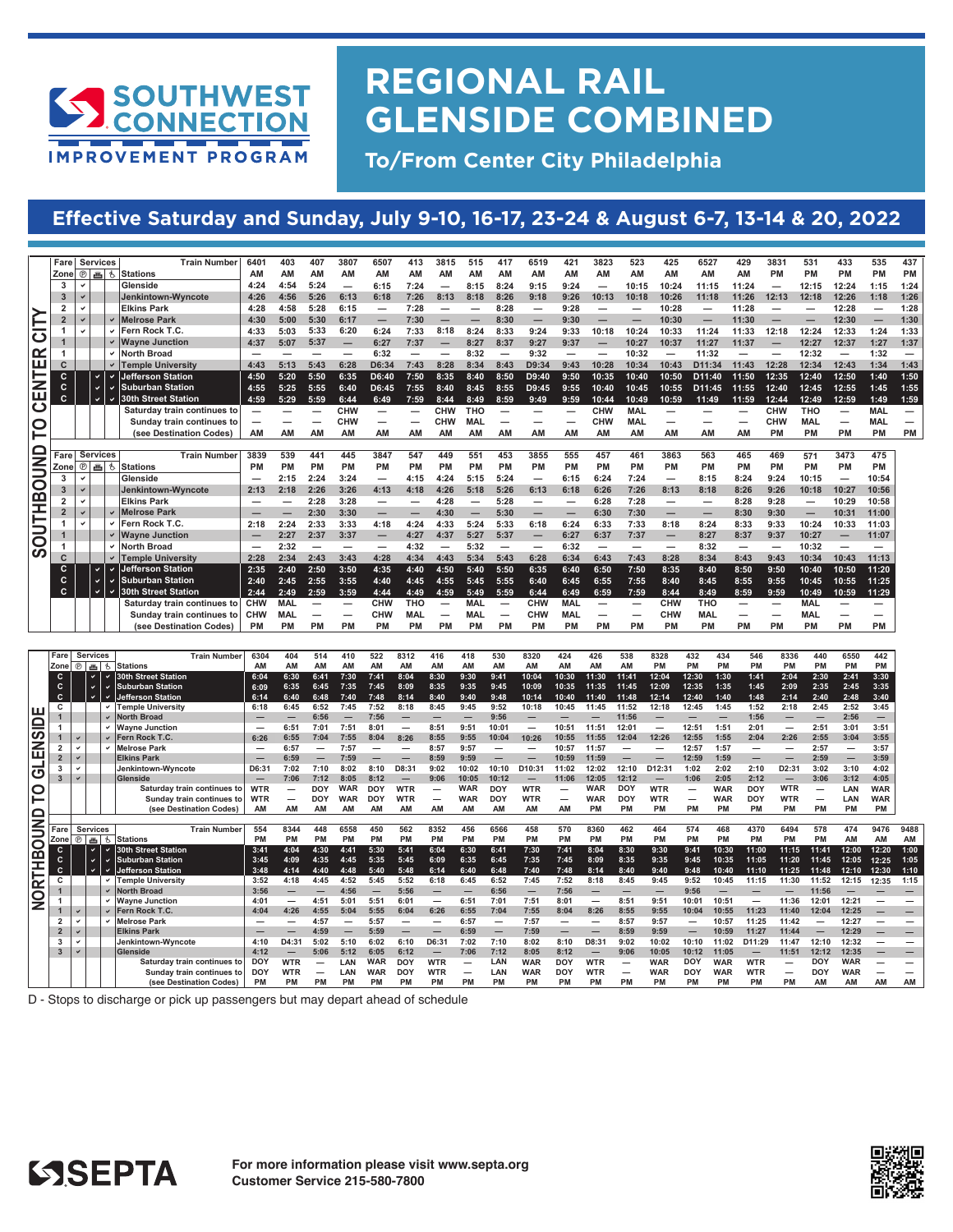# REGIONAL RAIL GLENSIDE COMBINED

**To/From Center City Philadelphia**

SOUTHWEST CONNECTION IMPROVEMENT PROGRAM

## Effective Saturday and Sunday, July 9-10, 16-17, 23-24 & August 6-7, 13-14 & 20, 2022

### SOUTHBOUND TO CENTER CITY

| Fare Zone | Services: Parking | Services: Bike | Services: Accessible | Stations / Train Number | 6401 | 403 | 407 | 3807 | 6507 | 413 | 3815 | 515 | 417 | 6519 | 421 | 3823 | 523 | 425 | 6527 | 429 | 3831 | 531 | 433 | 535 | 437 |
|---|---|---|---|---|---|---|---|---|---|---|---|---|---|---|---|---|---|---|---|---|---|---|---|---|---|
| | | | | | AM | AM | AM | AM | AM | AM | AM | AM | AM | AM | AM | AM | AM | AM | AM | AM | PM | PM | PM | PM | PM |
| 3 | ✓ | | | Glenside | 4:24 | 4:54 | 5:24 | — | 6:15 | 7:24 | — | 8:15 | 8:24 | 9:15 | 9:24 | — | 10:15 | 10:24 | 11:15 | 11:24 | — | 12:15 | 12:24 | 1:15 | 1:24 |
| 3 | ✓ | | | Jenkintown-Wyncote | 4:26 | 4:56 | 5:26 | 6:13 | 6:18 | 7:26 | 8:13 | 8:18 | 8:26 | 9:18 | 9:26 | 10:13 | 10:18 | 10:26 | 11:18 | 11:26 | 12:13 | 12:18 | 12:26 | 1:18 | 1:26 |
| 2 | ✓ | | | Elkins Park | 4:28 | 4:58 | 5:28 | 6:15 | — | 7:28 | — | — | 8:28 | — | 9:28 | — | — | 10:28 | — | 11:28 | — | — | 12:28 | — | 1:28 |
| 2 | ✓ | | ✓ | Melrose Park | 4:30 | 5:00 | 5:30 | 6:17 | — | 7:30 | — | — | 8:30 | — | 9:30 | — | — | 10:30 | — | 11:30 | — | — | 12:30 | — | 1:30 |
| 1 | ✓ | | ✓ | Fern Rock T.C. | 4:33 | 5:03 | 5:33 | 6:20 | 6:24 | 7:33 | 8:18 | 8:24 | 8:33 | 9:24 | 9:33 | 10:18 | 10:24 | 10:33 | 11:24 | 11:33 | 12:18 | 12:24 | 12:33 | 1:24 | 1:33 |
| 1 | | | ✓ | Wayne Junction | 4:37 | 5:07 | 5:37 | — | 6:27 | 7:37 | — | 8:27 | 8:37 | 9:27 | 9:37 | — | 10:27 | 10:37 | 11:27 | 11:37 | — | 12:27 | 12:37 | 1:27 | 1:37 |
| 1 | | | ✓ | North Broad | — | — | — | — | 6:32 | — | — | 8:32 | — | 9:32 | — | — | 10:32 | — | 11:32 | — | — | 12:32 | — | 1:32 | — |
| C | | | ✓ | Temple University | 4:43 | 5:13 | 5:43 | 6:28 | D6:34 | 7:43 | 8:28 | 8:34 | 8:43 | D9:34 | 9:43 | 10:28 | 10:34 | 10:43 | D11:34 | 11:43 | 12:28 | 12:34 | 12:43 | 1:34 | 1:43 |
| C | | ✓ | ✓ | Jefferson Station | 4:50 | 5:20 | 5:50 | 6:35 | D6:40 | 7:50 | 8:35 | 8:40 | 8:50 | D9:40 | 9:50 | 10:35 | 10:40 | 10:50 | D11:40 | 11:50 | 12:35 | 12:40 | 12:50 | 1:40 | 1:50 |
| C | | ✓ | ✓ | Suburban Station | 4:55 | 5:25 | 5:55 | 6:40 | D6:45 | 7:55 | 8:40 | 8:45 | 8:55 | D9:45 | 9:55 | 10:40 | 10:45 | 10:55 | D11:45 | 11:55 | 12:40 | 12:45 | 12:55 | 1:45 | 1:55 |
| C | | ✓ | ✓ | 30th Street Station | 4:59 | 5:29 | 5:59 | 6:44 | 6:49 | 7:59 | 8:44 | 8:49 | 8:59 | 9:49 | 9:59 | 10:44 | 10:49 | 10:59 | 11:49 | 11:59 | 12:44 | 12:49 | 12:59 | 1:49 | 1:59 |
| | | | | Saturday train continues to | — | — | — | CHW | — | — | CHW | THO | — | — | — | CHW | MAL | — | — | — | CHW | THO | — | MAL | — |
| | | | | Sunday train continues to | — | — | — | CHW | — | — | CHW | MAL | — | — | — | CHW | MAL | — | — | — | CHW | MAL | — | MAL | — |
| | | | | (see Destination Codes) | AM | AM | AM | AM | AM | AM | AM | AM | AM | AM | AM | AM | AM | AM | AM | AM | PM | PM | PM | PM | PM |

| Fare Zone | Services: Parking | Services: Bike | Services: Accessible | Stations / Train Number | 3839 | 539 | 441 | 445 | 3847 | 547 | 449 | 551 | 453 | 3855 | 555 | 457 | 461 | 3863 | 563 | 465 | 469 | 571 | 3473 | 475 |
|---|---|---|---|---|---|---|---|---|---|---|---|---|---|---|---|---|---|---|---|---|---|---|---|---|
| | | | | | PM | PM | PM | PM | PM | PM | PM | PM | PM | PM | PM | PM | PM | PM | PM | PM | PM | PM | PM | PM |
| 3 | ✓ | | | Glenside | — | 2:15 | 2:24 | 3:24 | — | 4:15 | 4:24 | 5:15 | 5:24 | — | 6:15 | 6:24 | 7:24 | — | 8:15 | 8:24 | 9:24 | 10:15 | — | 10:54 |
| 3 | ✓ | | | Jenkintown-Wyncote | 2:13 | 2:18 | 2:26 | 3:26 | 4:13 | 4:18 | 4:26 | 5:18 | 5:26 | 6:13 | 6:18 | 6:26 | 7:26 | 8:13 | 8:18 | 8:26 | 9:26 | 10:18 | 10:27 | 10:56 |
| 2 | ✓ | | | Elkins Park | — | — | 2:28 | 3:28 | — | — | 4:28 | — | 5:28 | — | — | 6:28 | 7:28 | — | — | 8:28 | 9:28 | — | 10:29 | 10:58 |
| 2 | ✓ | | ✓ | Melrose Park | — | — | 2:30 | 3:30 | — | — | 4:30 | — | 5:30 | — | — | 6:30 | 7:30 | — | — | 8:30 | 9:30 | — | 10:31 | 11:00 |
| 1 | ✓ | | ✓ | Fern Rock T.C. | 2:18 | 2:24 | 2:33 | 3:33 | 4:18 | 4:24 | 4:33 | 5:24 | 5:33 | 6:18 | 6:24 | 6:33 | 7:33 | 8:18 | 8:24 | 8:33 | 9:33 | 10:24 | 10:33 | 11:03 |
| 1 | | | ✓ | Wayne Junction | — | 2:27 | 2:37 | 3:37 | — | 4:27 | 4:37 | 5:27 | 5:37 | — | 6:27 | 6:37 | 7:37 | — | 8:27 | 8:37 | 9:37 | 10:27 | — | 11:07 |
| 1 | | | ✓ | North Broad | — | 2:32 | — | — | — | 4:32 | — | 5:32 | — | — | 6:32 | — | — | — | 8:32 | — | — | 10:32 | — | — |
| C | | | ✓ | Temple University | 2:28 | 2:34 | 2:43 | 3:43 | 4:28 | 4:34 | 4:43 | 5:34 | 5:43 | 6:28 | 6:34 | 6:43 | 7:43 | 8:28 | 8:34 | 8:43 | 9:43 | 10:34 | 10:43 | 11:13 |
| C | | ✓ | ✓ | Jefferson Station | 2:35 | 2:40 | 2:50 | 3:50 | 4:35 | 4:40 | 4:50 | 5:40 | 5:50 | 6:35 | 6:40 | 6:50 | 7:50 | 8:35 | 8:40 | 8:50 | 9:50 | 10:40 | 10:50 | 11:20 |
| C | | ✓ | ✓ | Suburban Station | 2:40 | 2:45 | 2:55 | 3:55 | 4:40 | 4:45 | 4:55 | 5:45 | 5:55 | 6:40 | 6:45 | 6:55 | 7:55 | 8:40 | 8:45 | 8:55 | 9:55 | 10:45 | 10:55 | 11:25 |
| C | | ✓ | ✓ | 30th Street Station | 2:44 | 2:49 | 2:59 | 3:59 | 4:44 | 4:49 | 4:59 | 5:49 | 5:59 | 6:44 | 6:49 | 6:59 | 7:59 | 8:44 | 8:49 | 8:59 | 9:59 | 10:49 | 10:59 | 11:29 |
| | | | | Saturday train continues to | CHW | MAL | — | — | CHW | THO | — | MAL | — | CHW | MAL | — | — | CHW | THO | — | — | MAL | — | — |
| | | | | Sunday train continues to | CHW | MAL | — | — | CHW | MAL | — | MAL | — | CHW | MAL | — | — | CHW | MAL | — | — | MAL | — | — |
| | | | | (see Destination Codes) | PM | PM | PM | PM | PM | PM | PM | PM | PM | PM | PM | PM | PM | PM | PM | PM | PM | PM | PM | PM |

### NORTHBOUND TO GLENSIDE

| Fare Zone | Services: Parking | Services: Bike | Services: Accessible | Stations / Train Number | 6304 | 404 | 514 | 410 | 522 | 8312 | 416 | 418 | 530 | 8320 | 424 | 426 | 538 | 8328 | 432 | 434 | 546 | 8336 | 440 | 6550 | 442 |
|---|---|---|---|---|---|---|---|---|---|---|---|---|---|---|---|---|---|---|---|---|---|---|---|---|---|
| | | | | | AM | AM | AM | AM | AM | AM | AM | AM | AM | AM | AM | AM | AM | PM | PM | PM | PM | PM | PM | PM | PM |
| C | | ✓ | ✓ | 30th Street Station | 6:04 | 6:30 | 6:41 | 7:30 | 7:41 | 8:04 | 8:30 | 9:30 | 9:41 | 10:04 | 10:30 | 11:30 | 11:41 | 12:04 | 12:30 | 1:30 | 1:41 | 2:04 | 2:30 | 2:41 | 3:30 |
| C | | ✓ | ✓ | Suburban Station | 6:09 | 6:35 | 6:45 | 7:35 | 7:45 | 8:09 | 8:35 | 9:35 | 9:45 | 10:09 | 10:35 | 11:35 | 11:45 | 12:09 | 12:35 | 1:35 | 1:45 | 2:09 | 2:35 | 2:45 | 3:35 |
| C | | ✓ | ✓ | Jefferson Station | 6:14 | 6:40 | 6:48 | 7:40 | 7:48 | 8:14 | 8:40 | 9:40 | 9:48 | 10:14 | 10:40 | 11:40 | 11:48 | 12:14 | 12:40 | 1:40 | 1:48 | 2:14 | 2:40 | 2:48 | 3:40 |
| C | | | ✓ | Temple University | 6:18 | 6:45 | 6:52 | 7:45 | 7:52 | 8:18 | 8:45 | 9:45 | 9:52 | 10:18 | 10:45 | 11:45 | 11:52 | 12:18 | 12:45 | 1:45 | 1:52 | 2:18 | 2:45 | 2:52 | 3:45 |
| 1 | | | ✓ | North Broad | — | — | 6:56 | — | 7:56 | — | — | — | 9:56 | — | — | — | 11:56 | — | — | — | 1:56 | — | — | 2:56 | — |
| 1 | | | ✓ | Wayne Junction | — | 6:51 | 7:01 | 7:51 | 8:01 | — | 8:51 | 9:51 | 10:01 | — | 10:51 | 11:51 | 12:01 | — | 12:51 | 1:51 | 2:01 | — | 2:51 | 3:01 | 3:51 |
| 1 | ✓ | | ✓ | Fern Rock T.C. | 6:26 | 6:55 | 7:04 | 7:55 | 8:04 | 8:26 | 8:55 | 9:55 | 10:04 | 10:26 | 10:55 | 11:55 | 12:04 | 12:26 | 12:55 | 1:55 | 2:04 | 2:26 | 2:55 | 3:04 | 3:55 |
| 2 | ✓ | | ✓ | Melrose Park | — | 6:57 | — | 7:57 | — | — | 8:57 | 9:57 | — | — | 10:57 | 11:57 | — | — | 12:57 | 1:57 | — | — | 2:57 | — | 3:57 |
| 2 | ✓ | | | Elkins Park | — | 6:59 | — | 7:59 | — | — | 8:59 | 9:59 | — | — | 10:59 | 11:59 | — | — | 12:59 | 1:59 | — | — | 2:59 | — | 3:59 |
| 3 | ✓ | | | Jenkintown-Wyncote | D6:31 | 7:02 | 7:10 | 8:02 | 8:10 | D8:31 | 9:02 | 10:02 | 10:10 | D10:31 | 11:02 | 12:02 | 12:10 | D12:31 | 1:02 | 2:02 | 2:10 | D2:31 | 3:02 | 3:10 | 4:02 |
| 3 | ✓ | | | Glenside | — | 7:06 | 7:12 | 8:05 | 8:12 | — | 9:06 | 10:05 | 10:12 | — | 11:06 | 12:05 | 12:12 | — | 1:06 | 2:05 | 2:12 | — | 3:06 | 3:12 | 4:05 |
| | | | | Saturday train continues to | WTR | — | DOY | WAR | DOY | WTR | — | WAR | DOY | WTR | — | WAR | DOY | WTR | — | WAR | DOY | WTR | — | LAN | WAR |
| | | | | Sunday train continues to | WTR | — | DOY | WAR | DOY | WTR | — | WAR | DOY | WTR | — | WAR | DOY | WTR | — | WAR | DOY | WTR | — | LAN | WAR |
| | | | | (see Destination Codes) | AM | AM | AM | AM | AM | AM | AM | AM | AM | AM | AM | PM | PM | PM | PM | PM | PM | PM | PM | PM | PM |

| Fare Zone | Services: Parking | Services: Bike | Services: Accessible | Stations / Train Number | 554 | 8344 | 448 | 6558 | 450 | 562 | 8352 | 456 | 6566 | 458 | 570 | 8360 | 462 | 464 | 574 | 468 | 4370 | 6494 | 578 | 474 | 9476 | 9488 |
|---|---|---|---|---|---|---|---|---|---|---|---|---|---|---|---|---|---|---|---|---|---|---|---|---|---|---|
| | | | | | PM | PM | PM | PM | PM | PM | PM | PM | PM | PM | PM | PM | PM | PM | PM | PM | PM | PM | PM | AM | AM | AM |
| C | | ✓ | ✓ | 30th Street Station | 3:41 | 4:04 | 4:30 | 4:41 | 5:30 | 5:41 | 6:04 | 6:30 | 6:41 | 7:30 | 7:41 | 8:04 | 8:30 | 9:30 | 9:41 | 10:30 | 11:00 | 11:15 | 11:41 | 12:00 | 12:20 | 1:00 |
| C | | ✓ | ✓ | Suburban Station | 3:45 | 4:09 | 4:35 | 4:45 | 5:35 | 5:45 | 6:09 | 6:35 | 6:45 | 7:35 | 7:45 | 8:09 | 8:35 | 9:35 | 9:45 | 10:35 | 11:05 | 11:20 | 11:45 | 12:05 | 12:25 | 1:05 |
| C | | ✓ | ✓ | Jefferson Station | 3:48 | 4:14 | 4:40 | 4:48 | 5:40 | 5:48 | 6:14 | 6:40 | 6:48 | 7:40 | 7:48 | 8:14 | 8:40 | 9:40 | 9:48 | 10:40 | 11:10 | 11:25 | 11:48 | 12:10 | 12:30 | 1:10 |
| C | | | ✓ | Temple University | 3:52 | 4:18 | 4:45 | 4:52 | 5:45 | 5:52 | 6:18 | 6:45 | 6:52 | 7:45 | 7:52 | 8:18 | 8:45 | 9:45 | 9:52 | 10:45 | 11:15 | 11:30 | 11:52 | 12:15 | 12:35 | 1:15 |
| 1 | | | ✓ | North Broad | 3:56 | — | — | 4:56 | — | 5:56 | — | — | 6:56 | — | 7:56 | — | — | — | 9:56 | — | — | — | 11:56 | — | — | — |
| 1 | | | ✓ | Wayne Junction | 4:01 | — | 4:51 | 5:01 | 5:51 | 6:01 | — | 6:51 | 7:01 | 7:51 | 8:01 | — | 8:51 | 9:51 | 10:01 | 10:51 | — | 11:36 | 12:01 | 12:21 | — | — |
| 1 | ✓ | | ✓ | Fern Rock T.C. | 4:04 | 4:26 | 4:55 | 5:04 | 5:55 | 6:04 | 6:26 | 6:55 | 7:04 | 7:55 | 8:04 | 8:26 | 8:55 | 9:55 | 10:04 | 10:55 | 11:23 | 11:40 | 12:04 | 12:25 | — | — |
| 2 | ✓ | | ✓ | Melrose Park | — | — | 4:57 | — | 5:57 | — | — | 6:57 | — | 7:57 | — | — | 8:57 | 9:57 | — | 10:57 | 11:25 | 11:42 | — | 12:27 | — | — |
| 2 | ✓ | | | Elkins Park | — | — | 4:59 | — | 5:59 | — | — | 6:59 | — | 7:59 | — | — | 8:59 | 9:59 | — | 10:59 | 11:27 | 11:44 | — | 12:29 | — | — |
| 3 | ✓ | | | Jenkintown-Wyncote | 4:10 | D4:31 | 5:02 | 5:10 | 6:02 | 6:10 | D6:31 | 7:02 | 7:10 | 8:02 | 8:10 | D8:31 | 9:02 | 10:02 | 10:10 | 11:02 | D11:29 | 11:47 | 12:10 | 12:32 | — | — |
| 3 | ✓ | | | Glenside | 4:12 | — | 5:06 | 5:12 | 6:05 | 6:12 | — | 7:06 | 7:12 | 8:05 | 8:12 | — | 9:06 | 10:05 | 10:12 | 11:05 | — | 11:51 | 12:12 | 12:35 | — | — |
| | | | | Saturday train continues to | DOY | WTR | — | LAN | WAR | DOY | WTR | — | LAN | WAR | DOY | WTR | — | WAR | DOY | WAR | WTR | — | DOY | WAR | — | — |
| | | | | Sunday train continues to | DOY | WTR | — | LAN | WAR | DOY | WTR | — | LAN | WAR | DOY | WTR | — | WAR | DOY | WAR | WTR | — | DOY | WAR | — | — |
| | | | | (see Destination Codes) | PM | PM | PM | PM | PM | PM | PM | PM | PM | PM | PM | PM | PM | PM | PM | PM | PM | PM | PM | AM | AM | AM |

D - Stops to discharge or pick up passengers but may depart ahead of schedule

SEPTA

**For more information please visit www.septa.org**
**Customer Service 215-580-7800**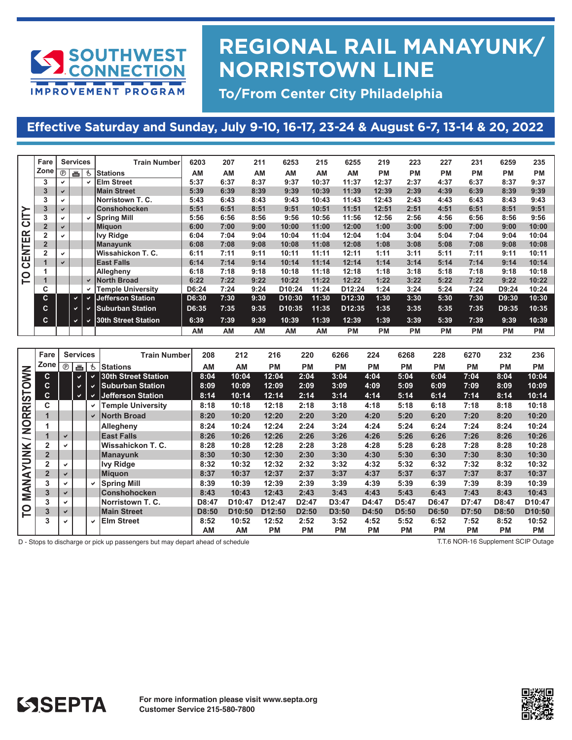SOUTHWEST CONNECTION IMPROVEMENT PROGRAM

# REGIONAL RAIL MANAYUNK/ NORRISTOWN LINE

**To/From Center City Philadelphia**

## Effective Saturday and Sunday, July 9-10, 16-17, 23-24 & August 6-7, 13-14 & 20, 2022

### TO CENTER CITY

| Fare Zone | Ⓟ | 🚲 | ♿ | Train Number / Stations | 6203 | 207 | 211 | 6253 | 215 | 6255 | 219 | 223 | 227 | 231 | 6259 | 235 |
|---|---|---|---|---|---|---|---|---|---|---|---|---|---|---|---|---|
| | | | | | AM | AM | AM | AM | AM | AM | PM | PM | PM | PM | PM | PM |
| 3 | ✓ | | ✓ | Elm Street | 5:37 | 6:37 | 8:37 | 9:37 | 10:37 | 11:37 | 12:37 | 2:37 | 4:37 | 6:37 | 8:37 | 9:37 |
| 3 | ✓ | | | Main Street | 5:39 | 6:39 | 8:39 | 9:39 | 10:39 | 11:39 | 12:39 | 2:39 | 4:39 | 6:39 | 8:39 | 9:39 |
| 3 | ✓ | | | Norristown T. C. | 5:43 | 6:43 | 8:43 | 9:43 | 10:43 | 11:43 | 12:43 | 2:43 | 4:43 | 6:43 | 8:43 | 9:43 |
| 3 | ✓ | | | Conshohocken | 5:51 | 6:51 | 8:51 | 9:51 | 10:51 | 11:51 | 12:51 | 2:51 | 4:51 | 6:51 | 8:51 | 9:51 |
| 3 | ✓ | | ✓ | Spring Mill | 5:56 | 6:56 | 8:56 | 9:56 | 10:56 | 11:56 | 12:56 | 2:56 | 4:56 | 6:56 | 8:56 | 9:56 |
| 2 | ✓ | | | Miquon | 6:00 | 7:00 | 9:00 | 10:00 | 11:00 | 12:00 | 1:00 | 3:00 | 5:00 | 7:00 | 9:00 | 10:00 |
| 2 | ✓ | | | Ivy Ridge | 6:04 | 7:04 | 9:04 | 10:04 | 11:04 | 12:04 | 1:04 | 3:04 | 5:04 | 7:04 | 9:04 | 10:04 |
| 2 | | | | Manayunk | 6:08 | 7:08 | 9:08 | 10:08 | 11:08 | 12:08 | 1:08 | 3:08 | 5:08 | 7:08 | 9:08 | 10:08 |
| 2 | ✓ | | | Wissahickon T. C. | 6:11 | 7:11 | 9:11 | 10:11 | 11:11 | 12:11 | 1:11 | 3:11 | 5:11 | 7:11 | 9:11 | 10:11 |
| 1 | ✓ | | | East Falls | 6:14 | 7:14 | 9:14 | 10:14 | 11:14 | 12:14 | 1:14 | 3:14 | 5:14 | 7:14 | 9:14 | 10:14 |
| 1 | | | | Allegheny | 6:18 | 7:18 | 9:18 | 10:18 | 11:18 | 12:18 | 1:18 | 3:18 | 5:18 | 7:18 | 9:18 | 10:18 |
| 1 | | | ✓ | North Broad | 6:22 | 7:22 | 9:22 | 10:22 | 11:22 | 12:22 | 1:22 | 3:22 | 5:22 | 7:22 | 9:22 | 10:22 |
| C | | | ✓ | Temple University | D6:24 | 7:24 | 9:24 | D10:24 | 11:24 | D12:24 | 1:24 | 3:24 | 5:24 | 7:24 | D9:24 | 10:24 |
| C | | ✓ | ✓ | Jefferson Station | D6:30 | 7:30 | 9:30 | D10:30 | 11:30 | D12:30 | 1:30 | 3:30 | 5:30 | 7:30 | D9:30 | 10:30 |
| C | | ✓ | ✓ | Suburban Station | D6:35 | 7:35 | 9:35 | D10:35 | 11:35 | D12:35 | 1:35 | 3:35 | 5:35 | 7:35 | D9:35 | 10:35 |
| C | | ✓ | ✓ | 30th Street Station | 6:39 | 7:39 | 9:39 | 10:39 | 11:39 | 12:39 | 1:39 | 3:39 | 5:39 | 7:39 | 9:39 | 10:39 |
| | | | | | AM | AM | AM | AM | AM | PM | PM | PM | PM | PM | PM | PM |

### TO MANAYUNK / NORRISTOWN

| Fare Zone | Ⓟ | 🚲 | ♿ | Train Number / Stations | 208 | 212 | 216 | 220 | 6266 | 224 | 6268 | 228 | 6270 | 232 | 236 |
|---|---|---|---|---|---|---|---|---|---|---|---|---|---|---|---|
| | | | | | AM | AM | PM | PM | PM | PM | PM | PM | PM | PM | PM |
| C | | ✓ | ✓ | 30th Street Station | 8:04 | 10:04 | 12:04 | 2:04 | 3:04 | 4:04 | 5:04 | 6:04 | 7:04 | 8:04 | 10:04 |
| C | | ✓ | ✓ | Suburban Station | 8:09 | 10:09 | 12:09 | 2:09 | 3:09 | 4:09 | 5:09 | 6:09 | 7:09 | 8:09 | 10:09 |
| C | | ✓ | ✓ | Jefferson Station | 8:14 | 10:14 | 12:14 | 2:14 | 3:14 | 4:14 | 5:14 | 6:14 | 7:14 | 8:14 | 10:14 |
| C | | | ✓ | Temple University | 8:18 | 10:18 | 12:18 | 2:18 | 3:18 | 4:18 | 5:18 | 6:18 | 7:18 | 8:18 | 10:18 |
| 1 | | | ✓ | North Broad | 8:20 | 10:20 | 12:20 | 2:20 | 3:20 | 4:20 | 5:20 | 6:20 | 7:20 | 8:20 | 10:20 |
| 1 | | | | Allegheny | 8:24 | 10:24 | 12:24 | 2:24 | 3:24 | 4:24 | 5:24 | 6:24 | 7:24 | 8:24 | 10:24 |
| 1 | ✓ | | | East Falls | 8:26 | 10:26 | 12:26 | 2:26 | 3:26 | 4:26 | 5:26 | 6:26 | 7:26 | 8:26 | 10:26 |
| 2 | ✓ | | | Wissahickon T. C. | 8:28 | 10:28 | 12:28 | 2:28 | 3:28 | 4:28 | 5:28 | 6:28 | 7:28 | 8:28 | 10:28 |
| 2 | | | | Manayunk | 8:30 | 10:30 | 12:30 | 2:30 | 3:30 | 4:30 | 5:30 | 6:30 | 7:30 | 8:30 | 10:30 |
| 2 | ✓ | | | Ivy Ridge | 8:32 | 10:32 | 12:32 | 2:32 | 3:32 | 4:32 | 5:32 | 6:32 | 7:32 | 8:32 | 10:32 |
| 2 | ✓ | | | Miquon | 8:37 | 10:37 | 12:37 | 2:37 | 3:37 | 4:37 | 5:37 | 6:37 | 7:37 | 8:37 | 10:37 |
| 3 | ✓ | | ✓ | Spring Mill | 8:39 | 10:39 | 12:39 | 2:39 | 3:39 | 4:39 | 5:39 | 6:39 | 7:39 | 8:39 | 10:39 |
| 3 | ✓ | | | Conshohocken | 8:43 | 10:43 | 12:43 | 2:43 | 3:43 | 4:43 | 5:43 | 6:43 | 7:43 | 8:43 | 10:43 |
| 3 | ✓ | | | Norristown T. C. | D8:47 | D10:47 | D12:47 | D2:47 | D3:47 | D4:47 | D5:47 | D6:47 | D7:47 | D8:47 | D10:47 |
| 3 | ✓ | | | Main Street | D8:50 | D10:50 | D12:50 | D2:50 | D3:50 | D4:50 | D5:50 | D6:50 | D7:50 | D8:50 | D10:50 |
| 3 | ✓ | | ✓ | Elm Street | 8:52 | 10:52 | 12:52 | 2:52 | 3:52 | 4:52 | 5:52 | 6:52 | 7:52 | 8:52 | 10:52 |
| | | | | | AM | AM | PM | PM | PM | PM | PM | PM | PM | PM | PM |

D - Stops to discharge or pick up passengers but may depart ahead of schedule

T.T.6 NOR-16 Supplement SCIP Outage

SEPTA

**For more information please visit www.septa.org**
**Customer Service 215-580-7800**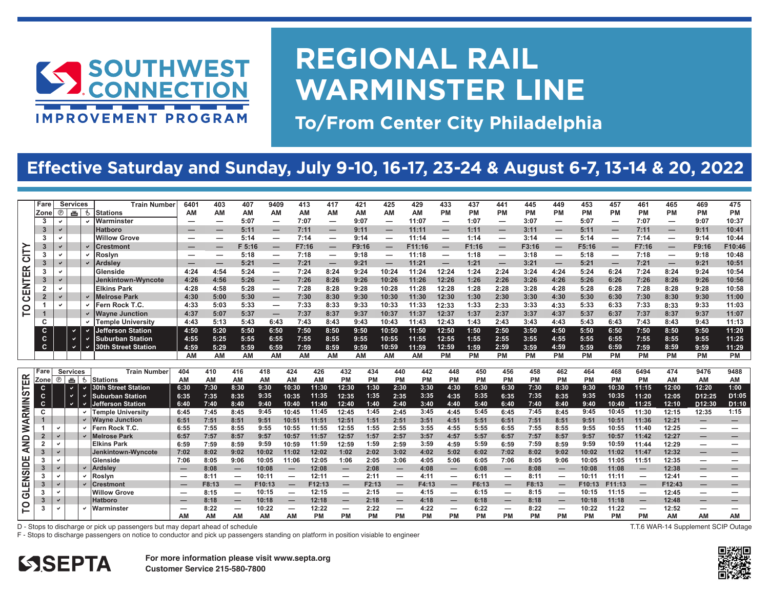SOUTHWEST CONNECTION IMPROVEMENT PROGRAM

# REGIONAL RAIL WARMINSTER LINE

## To/From Center City Philadelphia

## Effective Saturday and Sunday, July 9-10, 16-17, 23-24 & August 6-7, 13-14 & 20, 2022

### TO CENTER CITY

| Fare Zone | Services | | | Stations / Train Number | 6401 | 403 | 407 | 9409 | 413 | 417 | 421 | 425 | 429 | 433 | 437 | 441 | 445 | 449 | 453 | 457 | 461 | 465 | 469 | 475 |
|---|---|---|---|---|---|---|---|---|---|---|---|---|---|---|---|---|---|---|---|---|---|---|---|---|
| | Ⓟ | 🚲 | ♿ | | AM | AM | AM | AM | AM | AM | AM | AM | AM | PM | PM | PM | PM | PM | PM | PM | PM | PM | PM | PM |
| 3 | ✓ | | ✓ | Warminster | — | — | 5:07 | — | 7:07 | — | 9:07 | — | 11:07 | — | 1:07 | — | 3:07 | — | 5:07 | — | 7:07 | — | 9:07 | 10:37 |
| 3 | ✓ | | | Hatboro | — | — | 5:11 | — | 7:11 | — | 9:11 | — | 11:11 | — | 1:11 | — | 3:11 | — | 5:11 | — | 7:11 | — | 9:11 | 10:41 |
| 3 | ✓ | | | Willow Grove | — | — | 5:14 | — | 7:14 | — | 9:14 | — | 11:14 | — | 1:14 | — | 3:14 | — | 5:14 | — | 7:14 | — | 9:14 | 10:44 |
| 3 | ✓ | | ✓ | Crestmont | — | — | F 5:16 | — | F7:16 | — | F9:16 | — | F11:16 | — | F1:16 | — | F3:16 | — | F5:16 | — | F7:16 | — | F9:16 | F10:46 |
| 3 | ✓ | | ✓ | Roslyn | — | — | 5:18 | — | 7:18 | — | 9:18 | — | 11:18 | — | 1:18 | — | 3:18 | — | 5:18 | — | 7:18 | — | 9:18 | 10:48 |
| 3 | ✓ | | ✓ | Ardsley | — | — | 5:21 | — | 7:21 | — | 9:21 | — | 11:21 | — | 1:21 | — | 3:21 | — | 5:21 | — | 7:21 | — | 9:21 | 10:51 |
| 3 | ✓ | | | Glenside | 4:24 | 4:54 | 5:24 | — | 7:24 | 8:24 | 9:24 | 10:24 | 11:24 | 12:24 | 1:24 | 2:24 | 3:24 | 4:24 | 5:24 | 6:24 | 7:24 | 8:24 | 9:24 | 10:54 |
| 3 | ✓ | | | Jenkintown-Wyncote | 4:26 | 4:56 | 5:26 | — | 7:26 | 8:26 | 9:26 | 10:26 | 11:26 | 12:26 | 1:26 | 2:26 | 3:26 | 4:26 | 5:26 | 6:26 | 7:26 | 8:26 | 9:26 | 10:56 |
| 2 | ✓ | | | Elkins Park | 4:28 | 4:58 | 5:28 | — | 7:28 | 8:28 | 9:28 | 10:28 | 11:28 | 12:28 | 1:28 | 2:28 | 3:28 | 4:28 | 5:28 | 6:28 | 7:28 | 8:28 | 9:28 | 10:58 |
| 2 | ✓ | | ✓ | Melrose Park | 4:30 | 5:00 | 5:30 | — | 7:30 | 8:30 | 9:30 | 10:30 | 11:30 | 12:30 | 1:30 | 2:30 | 3:30 | 4:30 | 5:30 | 6:30 | 7:30 | 8:30 | 9:30 | 11:00 |
| 1 | ✓ | | ✓ | Fern Rock T.C. | 4:33 | 5:03 | 5:33 | — | 7:33 | 8:33 | 9:33 | 10:33 | 11:33 | 12:33 | 1:33 | 2:33 | 3:33 | 4:33 | 5:33 | 6:33 | 7:33 | 8:33 | 9:33 | 11:03 |
| 1 | | | ✓ | Wayne Junction | 4:37 | 5:07 | 5:37 | — | 7:37 | 8:37 | 9:37 | 10:37 | 11:37 | 12:37 | 1:37 | 2:37 | 3:37 | 4:37 | 5:37 | 6:37 | 7:37 | 8:37 | 9:37 | 11:07 |
| C | | | ✓ | Temple University | 4:43 | 5:13 | 5:43 | 6:43 | 7:43 | 8:43 | 9:43 | 10:43 | 11:43 | 12:43 | 1:43 | 2:43 | 3:43 | 4:43 | 5:43 | 6:43 | 7:43 | 8:43 | 9:43 | 11:13 |
| C | | ✓ | ✓ | Jefferson Station | 4:50 | 5:20 | 5:50 | 6:50 | 7:50 | 8:50 | 9:50 | 10:50 | 11:50 | 12:50 | 1:50 | 2:50 | 3:50 | 4:50 | 5:50 | 6:50 | 7:50 | 8:50 | 9:50 | 11:20 |
| C | | ✓ | ✓ | Suburban Station | 4:55 | 5:25 | 5:55 | 6:55 | 7:55 | 8:55 | 9:55 | 10:55 | 11:55 | 12:55 | 1:55 | 2:55 | 3:55 | 4:55 | 5:55 | 6:55 | 7:55 | 8:55 | 9:55 | 11:25 |
| C | | ✓ | ✓ | 30th Street Station | 4:59 | 5:29 | 5:59 | 6:59 | 7:59 | 8:59 | 9:59 | 10:59 | 11:59 | 12:59 | 1:59 | 2:59 | 3:59 | 4:59 | 5:59 | 6:59 | 7:59 | 8:59 | 9:59 | 11:29 |
| | | | | | AM | AM | AM | AM | AM | AM | AM | AM | AM | PM | PM | PM | PM | PM | PM | PM | PM | PM | PM | PM |

### TO GLENSIDE AND WARMINSTER

| Fare Zone | Services | | | Stations / Train Number | 404 | 410 | 416 | 418 | 424 | 426 | 432 | 434 | 440 | 442 | 448 | 450 | 456 | 458 | 462 | 464 | 468 | 6494 | 474 | 9476 | 9488 |
|---|---|---|---|---|---|---|---|---|---|---|---|---|---|---|---|---|---|---|---|---|---|---|---|---|---|
| | Ⓟ | 🚲 | ♿ | | AM | AM | AM | AM | AM | AM | PM | PM | PM | PM | PM | PM | PM | PM | PM | PM | PM | PM | AM | AM | AM |
| C | | ✓ | ✓ | 30th Street Station | 6:30 | 7:30 | 8:30 | 9:30 | 10:30 | 11:30 | 12:30 | 1:30 | 2:30 | 3:30 | 4:30 | 5:30 | 6:30 | 7:30 | 8:30 | 9:30 | 10:30 | 11:15 | 12:00 | 12:20 | 1:00 |
| C | | ✓ | ✓ | Suburban Station | 6:35 | 7:35 | 8:35 | 9:35 | 10:35 | 11:35 | 12:35 | 1:35 | 2:35 | 3:35 | 4:35 | 5:35 | 6:35 | 7:35 | 8:35 | 9:35 | 10:35 | 11:20 | 12:05 | D12:25 | D1:05 |
| C | | ✓ | ✓ | Jefferson Station | 6:40 | 7:40 | 8:40 | 9:40 | 10:40 | 11:40 | 12:40 | 1:40 | 2:40 | 3:40 | 4:40 | 5:40 | 6:40 | 7:40 | 8:40 | 9:40 | 10:40 | 11:25 | 12:10 | D12:30 | D1:10 |
| C | | | ✓ | Temple University | 6:45 | 7:45 | 8:45 | 9:45 | 10:45 | 11:45 | 12:45 | 1:45 | 2:45 | 3:45 | 4:45 | 5:45 | 6:45 | 7:45 | 8:45 | 9:45 | 10:45 | 11:30 | 12:15 | 12:35 | 1:15 |
| 1 | | | ✓ | Wayne Junction | 6:51 | 7:51 | 8:51 | 9:51 | 10:51 | 11:51 | 12:51 | 1:51 | 2:51 | 3:51 | 4:51 | 5:51 | 6:51 | 7:51 | 8:51 | 9:51 | 10:51 | 11:36 | 12:21 | — | — |
| 1 | ✓ | | ✓ | Fern Rock T.C. | 6:55 | 7:55 | 8:55 | 9:55 | 10:55 | 11:55 | 12:55 | 1:55 | 2:55 | 3:55 | 4:55 | 5:55 | 6:55 | 7:55 | 8:55 | 9:55 | 10:55 | 11:40 | 12:25 | — | — |
| 2 | ✓ | | ✓ | Melrose Park | 6:57 | 7:57 | 8:57 | 9:57 | 10:57 | 11:57 | 12:57 | 1:57 | 2:57 | 3:57 | 4:57 | 5:57 | 6:57 | 7:57 | 8:57 | 9:57 | 10:57 | 11:42 | 12:27 | — | — |
| 2 | ✓ | | | Elkins Park | 6:59 | 7:59 | 8:59 | 9:59 | 10:59 | 11:59 | 12:59 | 1:59 | 2:59 | 3:59 | 4:59 | 5:59 | 6:59 | 7:59 | 8:59 | 9:59 | 10:59 | 11:44 | 12:29 | — | — |
| 3 | ✓ | | | Jenkintown-Wyncote | 7:02 | 8:02 | 9:02 | 10:02 | 11:02 | 12:02 | 1:02 | 2:02 | 3:02 | 4:02 | 5:02 | 6:02 | 7:02 | 8:02 | 9:02 | 10:02 | 11:02 | 11:47 | 12:32 | — | — |
| 3 | ✓ | | | Glenside | 7:06 | 8:05 | 9:06 | 10:05 | 11:06 | 12:05 | 1:06 | 2:05 | 3:06 | 4:05 | 5:06 | 6:05 | 7:06 | 8:05 | 9:06 | 10:05 | 11:05 | 11:51 | 12:35 | — | — |
| 3 | ✓ | | ✓ | Ardsley | — | 8:08 | — | 10:08 | — | 12:08 | — | 2:08 | — | 4:08 | — | 6:08 | — | 8:08 | — | 10:08 | 11:08 | — | 12:38 | — | — |
| 3 | ✓ | | ✓ | Roslyn | — | 8:11 | — | 10:11 | — | 12:11 | — | 2:11 | — | 4:11 | — | 6:11 | — | 8:11 | — | 10:11 | 11:11 | — | 12:41 | — | — |
| 3 | ✓ | | ✓ | Crestmont | — | F8:13 | — | F10:13 | — | F12:13 | — | F2:13 | — | F4:13 | — | F6:13 | — | F8:13 | — | F10:13 | F11:13 | — | F12:43 | — | — |
| 3 | ✓ | | | Willow Grove | — | 8:15 | — | 10:15 | — | 12:15 | — | 2:15 | — | 4:15 | — | 6:15 | — | 8:15 | — | 10:15 | 11:15 | — | 12:45 | — | — |
| 3 | ✓ | | | Hatboro | — | 8:18 | — | 10:18 | — | 12:18 | — | 2:18 | — | 4:18 | — | 6:18 | — | 8:18 | — | 10:18 | 11:18 | — | 12:48 | — | — |
| 3 | ✓ | | ✓ | Warminster | — | 8:22 | — | 10:22 | — | 12:22 | — | 2:22 | — | 4:22 | — | 6:22 | — | 8:22 | — | 10:22 | 11:22 | — | 12:52 | — | — |
| | | | | | AM | AM | AM | AM | AM | PM | PM | PM | PM | PM | PM | PM | PM | PM | PM | PM | PM | PM | AM | AM | AM |

D - Stops to discharge or pick up passengers but may depart ahead of schedule

F - Stops to discharge passengers on notice to conductor and pick up passengers standing on platform in position visiable to engineer

T.T.6 WAR-14 Supplement SCIP Outage

SEPTA

**For more information please visit www.septa.org**
**Customer Service 215-580-7800**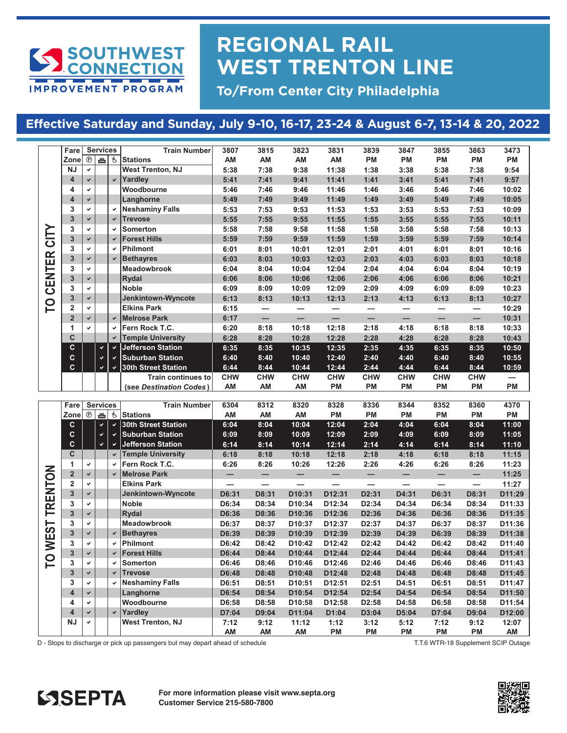SOUTHWEST CONNECTION IMPROVEMENT PROGRAM

# REGIONAL RAIL WEST TRENTON LINE

## To/From Center City Philadelphia

## Effective Saturday and Sunday, July 9-10, 16-17, 23-24 & August 6-7, 13-14 & 20, 2022

### TO CENTER CITY

| Fare Zone | Services Ⓟ | Services 🚈 | Services ♿ | Train Number / Stations | 3807 AM | 3815 AM | 3823 AM | 3831 AM | 3839 PM | 3847 PM | 3855 PM | 3863 PM | 3473 PM |
|---|---|---|---|---|---|---|---|---|---|---|---|---|---|
| NJ | ✓ | | | West Trenton, NJ | 5:38 | 7:38 | 9:38 | 11:38 | 1:38 | 3:38 | 5:38 | 7:38 | 9:54 |
| 4 | ✓ | | ✓ | Yardley | 5:41 | 7:41 | 9:41 | 11:41 | 1:41 | 3:41 | 5:41 | 7:41 | 9:57 |
| 4 | ✓ | | | Woodbourne | 5:46 | 7:46 | 9:46 | 11:46 | 1:46 | 3:46 | 5:46 | 7:46 | 10:02 |
| 4 | ✓ | | | Langhorne | 5:49 | 7:49 | 9:49 | 11:49 | 1:49 | 3:49 | 5:49 | 7:49 | 10:05 |
| 3 | ✓ | | ✓ | Neshaminy Falls | 5:53 | 7:53 | 9:53 | 11:53 | 1:53 | 3:53 | 5:53 | 7:53 | 10:09 |
| 3 | ✓ | | ✓ | Trevose | 5:55 | 7:55 | 9:55 | 11:55 | 1:55 | 3:55 | 5:55 | 7:55 | 10:11 |
| 3 | ✓ | | ✓ | Somerton | 5:58 | 7:58 | 9:58 | 11:58 | 1:58 | 3:58 | 5:58 | 7:58 | 10:13 |
| 3 | ✓ | | ✓ | Forest Hills | 5:59 | 7:59 | 9:59 | 11:59 | 1:59 | 3:59 | 5:59 | 7:59 | 10:14 |
| 3 | ✓ | | ✓ | Philmont | 6:01 | 8:01 | 10:01 | 12:01 | 2:01 | 4:01 | 6:01 | 8:01 | 10:16 |
| 3 | ✓ | | ✓ | Bethayres | 6:03 | 8:03 | 10:03 | 12:03 | 2:03 | 4:03 | 6:03 | 8:03 | 10:18 |
| 3 | ✓ | | | Meadowbrook | 6:04 | 8:04 | 10:04 | 12:04 | 2:04 | 4:04 | 6:04 | 8:04 | 10:19 |
| 3 | ✓ | | | Rydal | 6:06 | 8:06 | 10:06 | 12:06 | 2:06 | 4:06 | 6:06 | 8:06 | 10:21 |
| 3 | ✓ | | | Noble | 6:09 | 8:09 | 10:09 | 12:09 | 2:09 | 4:09 | 6:09 | 8:09 | 10:23 |
| 3 | ✓ | | | Jenkintown-Wyncote | 6:13 | 8:13 | 10:13 | 12:13 | 2:13 | 4:13 | 6:13 | 8:13 | 10:27 |
| 2 | ✓ | | | Elkins Park | 6:15 | — | — | — | — | — | — | — | 10:29 |
| 2 | ✓ | | ✓ | Melrose Park | 6:17 | — | — | — | — | — | — | — | 10:31 |
| 1 | ✓ | | ✓ | Fern Rock T.C. | 6:20 | 8:18 | 10:18 | 12:18 | 2:18 | 4:18 | 6:18 | 8:18 | 10:33 |
| C | | | ✓ | Temple University | 6:28 | 8:28 | 10:28 | 12:28 | 2:28 | 4:28 | 6:28 | 8:28 | 10:43 |
| C | | ✓ | ✓ | Jefferson Station | 6:35 | 8:35 | 10:35 | 12:35 | 2:35 | 4:35 | 6:35 | 8:35 | 10:50 |
| C | | ✓ | ✓ | Suburban Station | 6:40 | 8:40 | 10:40 | 12:40 | 2:40 | 4:40 | 6:40 | 8:40 | 10:55 |
| C | | ✓ | ✓ | 30th Street Station | 6:44 | 8:44 | 10:44 | 12:44 | 2:44 | 4:44 | 6:44 | 8:44 | 10:59 |
| | | | | Train continues to (see *Destination Codes*) | CHW AM | CHW AM | CHW AM | CHW PM | CHW PM | CHW PM | CHW PM | CHW PM | — PM |

### TO WEST TRENTON

| Fare Zone | Services Ⓟ | Services 🚈 | Services ♿ | Train Number / Stations | 6304 AM | 8312 AM | 8320 AM | 8328 PM | 8336 PM | 8344 PM | 8352 PM | 8360 PM | 4370 PM |
|---|---|---|---|---|---|---|---|---|---|---|---|---|---|
| C | | ✓ | ✓ | 30th Street Station | 6:04 | 8:04 | 10:04 | 12:04 | 2:04 | 4:04 | 6:04 | 8:04 | 11:00 |
| C | | ✓ | ✓ | Suburban Station | 6:09 | 8:09 | 10:09 | 12:09 | 2:09 | 4:09 | 6:09 | 8:09 | 11:05 |
| C | | ✓ | ✓ | Jefferson Station | 6:14 | 8:14 | 10:14 | 12:14 | 2:14 | 4:14 | 6:14 | 8:14 | 11:10 |
| C | | | ✓ | Temple University | 6:18 | 8:18 | 10:18 | 12:18 | 2:18 | 4:18 | 6:18 | 8:18 | 11:15 |
| 1 | ✓ | | ✓ | Fern Rock T.C. | 6:26 | 8:26 | 10:26 | 12:26 | 2:26 | 4:26 | 6:26 | 8:26 | 11:23 |
| 2 | ✓ | | ✓ | Melrose Park | — | — | — | — | — | — | — | — | 11:25 |
| 2 | ✓ | | | Elkins Park | — | — | — | — | — | — | — | — | 11:27 |
| 3 | ✓ | | | Jenkintown-Wyncote | D6:31 | D8:31 | D10:31 | D12:31 | D2:31 | D4:31 | D6:31 | D8:31 | D11:29 |
| 3 | ✓ | | | Noble | D6:34 | D8:34 | D10:34 | D12:34 | D2:34 | D4:34 | D6:34 | D8:34 | D11:33 |
| 3 | ✓ | | | Rydal | D6:36 | D8:36 | D10:36 | D12:36 | D2:36 | D4:36 | D6:36 | D8:36 | D11:35 |
| 3 | ✓ | | | Meadowbrook | D6:37 | D8:37 | D10:37 | D12:37 | D2:37 | D4:37 | D6:37 | D8:37 | D11:36 |
| 3 | ✓ | | ✓ | Bethayres | D6:39 | D8:39 | D10:39 | D12:39 | D2:39 | D4:39 | D6:39 | D8:39 | D11:38 |
| 3 | ✓ | | ✓ | Philmont | D6:42 | D8:42 | D10:42 | D12:42 | D2:42 | D4:42 | D6:42 | D8:42 | D11:40 |
| 3 | ✓ | | ✓ | Forest Hills | D6:44 | D8:44 | D10:44 | D12:44 | D2:44 | D4:44 | D6:44 | D8:44 | D11:41 |
| 3 | ✓ | | ✓ | Somerton | D6:46 | D8:46 | D10:46 | D12:46 | D2:46 | D4:46 | D6:46 | D8:46 | D11:43 |
| 3 | ✓ | | ✓ | Trevose | D6:48 | D8:48 | D10:48 | D12:48 | D2:48 | D4:48 | D6:48 | D8:48 | D11:45 |
| 3 | ✓ | | ✓ | Neshaminy Falls | D6:51 | D8:51 | D10:51 | D12:51 | D2:51 | D4:51 | D6:51 | D8:51 | D11:47 |
| 4 | ✓ | | | Langhorne | D6:54 | D8:54 | D10:54 | D12:54 | D2:54 | D4:54 | D6:54 | D8:54 | D11:50 |
| 4 | ✓ | | | Woodbourne | D6:58 | D8:58 | D10:58 | D12:58 | D2:58 | D4:58 | D6:58 | D8:58 | D11:54 |
| 4 | ✓ | | ✓ | Yardley | D7:04 | D9:04 | D11:04 | D1:04 | D3:04 | D5:04 | D7:04 | D9:04 | D12:00 |
| NJ | ✓ | | | West Trenton, NJ | 7:12 AM | 9:12 AM | 11:12 AM | 1:12 PM | 3:12 PM | 5:12 PM | 7:12 PM | 9:12 PM | 12:07 AM |

D - Stops to discharge or pick up passengers but may depart ahead of schedule

T.T.6 WTR-18 Supplement SCIP Outage

SEPTA

For more information please visit www.septa.org
Customer Service 215-580-7800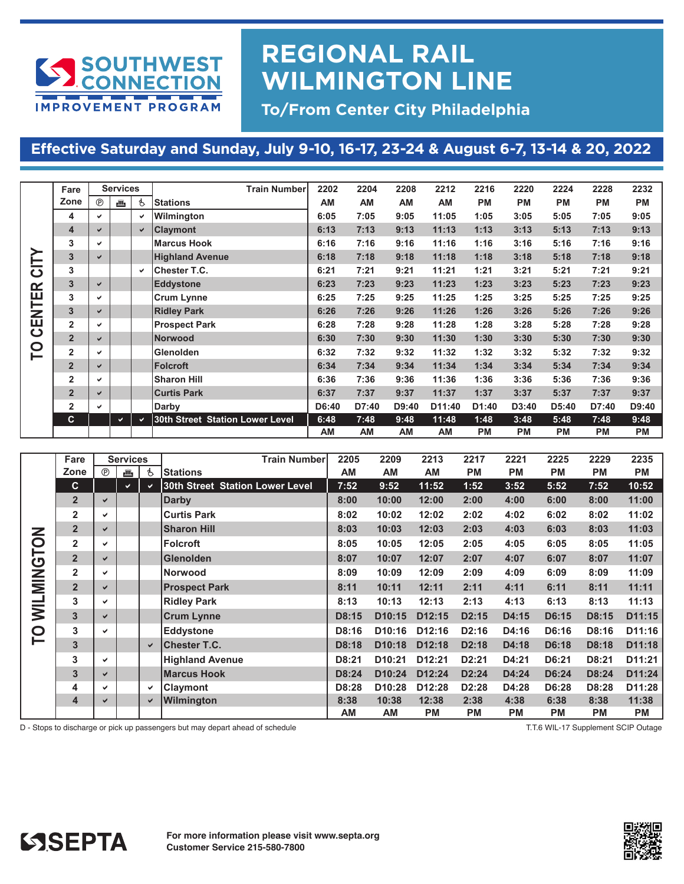# REGIONAL RAIL WILMINGTON LINE

SOUTHWEST CONNECTION IMPROVEMENT PROGRAM

**To/From Center City Philadelphia**

## Effective Saturday and Sunday, July 9-10, 16-17, 23-24 & August 6-7, 13-14 & 20, 2022

### TO CENTER CITY

| Fare Zone | Ⓟ | Services | ♿ | Stations / Train Number | 2202 | 2204 | 2208 | 2212 | 2216 | 2220 | 2224 | 2228 | 2232 |
|---|---|---|---|---|---|---|---|---|---|---|---|---|---|
| | | | | | AM | AM | AM | AM | PM | PM | PM | PM | PM |
| 4 | ✔ | | ✔ | Wilmington | 6:05 | 7:05 | 9:05 | 11:05 | 1:05 | 3:05 | 5:05 | 7:05 | 9:05 |
| 4 | ✔ | | ✔ | Claymont | 6:13 | 7:13 | 9:13 | 11:13 | 1:13 | 3:13 | 5:13 | 7:13 | 9:13 |
| 3 | ✔ | | | Marcus Hook | 6:16 | 7:16 | 9:16 | 11:16 | 1:16 | 3:16 | 5:16 | 7:16 | 9:16 |
| 3 | ✔ | | | Highland Avenue | 6:18 | 7:18 | 9:18 | 11:18 | 1:18 | 3:18 | 5:18 | 7:18 | 9:18 |
| 3 | | | ✔ | Chester T.C. | 6:21 | 7:21 | 9:21 | 11:21 | 1:21 | 3:21 | 5:21 | 7:21 | 9:21 |
| 3 | ✔ | | | Eddystone | 6:23 | 7:23 | 9:23 | 11:23 | 1:23 | 3:23 | 5:23 | 7:23 | 9:23 |
| 3 | ✔ | | | Crum Lynne | 6:25 | 7:25 | 9:25 | 11:25 | 1:25 | 3:25 | 5:25 | 7:25 | 9:25 |
| 3 | ✔ | | | Ridley Park | 6:26 | 7:26 | 9:26 | 11:26 | 1:26 | 3:26 | 5:26 | 7:26 | 9:26 |
| 2 | ✔ | | | Prospect Park | 6:28 | 7:28 | 9:28 | 11:28 | 1:28 | 3:28 | 5:28 | 7:28 | 9:28 |
| 2 | ✔ | | | Norwood | 6:30 | 7:30 | 9:30 | 11:30 | 1:30 | 3:30 | 5:30 | 7:30 | 9:30 |
| 2 | ✔ | | | Glenolden | 6:32 | 7:32 | 9:32 | 11:32 | 1:32 | 3:32 | 5:32 | 7:32 | 9:32 |
| 2 | ✔ | | | Folcroft | 6:34 | 7:34 | 9:34 | 11:34 | 1:34 | 3:34 | 5:34 | 7:34 | 9:34 |
| 2 | ✔ | | | Sharon Hill | 6:36 | 7:36 | 9:36 | 11:36 | 1:36 | 3:36 | 5:36 | 7:36 | 9:36 |
| 2 | ✔ | | | Curtis Park | 6:37 | 7:37 | 9:37 | 11:37 | 1:37 | 3:37 | 5:37 | 7:37 | 9:37 |
| 2 | ✔ | | | Darby | D6:40 | D7:40 | D9:40 | D11:40 | D1:40 | D3:40 | D5:40 | D7:40 | D9:40 |
| C | | ✔ | ✔ | 30th Street Station Lower Level | 6:48 | 7:48 | 9:48 | 11:48 | 1:48 | 3:48 | 5:48 | 7:48 | 9:48 |
| | | | | | AM | AM | AM | AM | PM | PM | PM | PM | PM |

### TO WILMINGTON

| Fare Zone | Ⓟ | Services | ♿ | Stations / Train Number | 2205 | 2209 | 2213 | 2217 | 2221 | 2225 | 2229 | 2235 |
|---|---|---|---|---|---|---|---|---|---|---|---|---|
| | | | | | AM | AM | AM | PM | PM | PM | PM | PM |
| C | | ✔ | ✔ | 30th Street Station Lower Level | 7:52 | 9:52 | 11:52 | 1:52 | 3:52 | 5:52 | 7:52 | 10:52 |
| 2 | ✔ | | | Darby | 8:00 | 10:00 | 12:00 | 2:00 | 4:00 | 6:00 | 8:00 | 11:00 |
| 2 | ✔ | | | Curtis Park | 8:02 | 10:02 | 12:02 | 2:02 | 4:02 | 6:02 | 8:02 | 11:02 |
| 2 | ✔ | | | Sharon Hill | 8:03 | 10:03 | 12:03 | 2:03 | 4:03 | 6:03 | 8:03 | 11:03 |
| 2 | ✔ | | | Folcroft | 8:05 | 10:05 | 12:05 | 2:05 | 4:05 | 6:05 | 8:05 | 11:05 |
| 2 | ✔ | | | Glenolden | 8:07 | 10:07 | 12:07 | 2:07 | 4:07 | 6:07 | 8:07 | 11:07 |
| 2 | ✔ | | | Norwood | 8:09 | 10:09 | 12:09 | 2:09 | 4:09 | 6:09 | 8:09 | 11:09 |
| 2 | ✔ | | | Prospect Park | 8:11 | 10:11 | 12:11 | 2:11 | 4:11 | 6:11 | 8:11 | 11:11 |
| 3 | ✔ | | | Ridley Park | 8:13 | 10:13 | 12:13 | 2:13 | 4:13 | 6:13 | 8:13 | 11:13 |
| 3 | ✔ | | | Crum Lynne | D8:15 | D10:15 | D12:15 | D2:15 | D4:15 | D6:15 | D8:15 | D11:15 |
| 3 | ✔ | | | Eddystone | D8:16 | D10:16 | D12:16 | D2:16 | D4:16 | D6:16 | D8:16 | D11:16 |
| 3 | | | ✔ | Chester T.C. | D8:18 | D10:18 | D12:18 | D2:18 | D4:18 | D6:18 | D8:18 | D11:18 |
| 3 | ✔ | | | Highland Avenue | D8:21 | D10:21 | D12:21 | D2:21 | D4:21 | D6:21 | D8:21 | D11:21 |
| 3 | ✔ | | | Marcus Hook | D8:24 | D10:24 | D12:24 | D2:24 | D4:24 | D6:24 | D8:24 | D11:24 |
| 4 | ✔ | | ✔ | Claymont | D8:28 | D10:28 | D12:28 | D2:28 | D4:28 | D6:28 | D8:28 | D11:28 |
| 4 | ✔ | | ✔ | Wilmington | 8:38 | 10:38 | 12:38 | 2:38 | 4:38 | 6:38 | 8:38 | 11:38 |
| | | | | | AM | AM | PM | PM | PM | PM | PM | PM |

D - Stops to discharge or pick up passengers but may depart ahead of schedule

T.T.6 WIL-17 Supplement SCIP Outage

SEPTA

**For more information please visit www.septa.org**
**Customer Service 215-580-7800**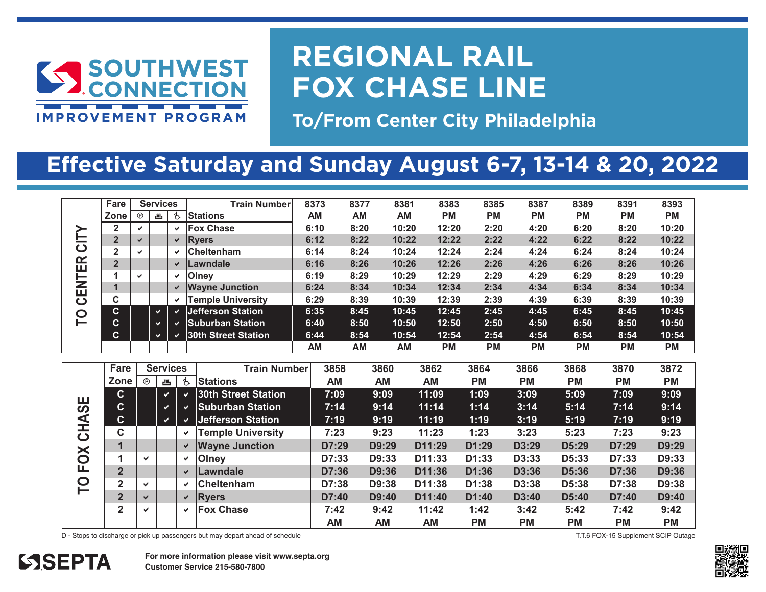SOUTHWEST CONNECTION IMPROVEMENT PROGRAM

# REGIONAL RAIL FOX CHASE LINE

## To/From Center City Philadelphia

## Effective Saturday and Sunday August 6-7, 13-14 & 20, 2022

**TO CENTER CITY**

| Fare Zone | Services ℗ | Services 🚉 | Services ♿ | Train Number / Stations | 8373 | 8377 | 8381 | 8383 | 8385 | 8387 | 8389 | 8391 | 8393 |
|---|---|---|---|---|---|---|---|---|---|---|---|---|---|
| | | | | | AM | AM | AM | PM | PM | PM | PM | PM | PM |
| 2 | ✓ | | ✓ | Fox Chase | 6:10 | 8:20 | 10:20 | 12:20 | 2:20 | 4:20 | 6:20 | 8:20 | 10:20 |
| 2 | ✓ | | ✓ | Ryers | 6:12 | 8:22 | 10:22 | 12:22 | 2:22 | 4:22 | 6:22 | 8:22 | 10:22 |
| 2 | ✓ | | ✓ | Cheltenham | 6:14 | 8:24 | 10:24 | 12:24 | 2:24 | 4:24 | 6:24 | 8:24 | 10:24 |
| 2 | | | ✓ | Lawndale | 6:16 | 8:26 | 10:26 | 12:26 | 2:26 | 4:26 | 6:26 | 8:26 | 10:26 |
| 1 | ✓ | | ✓ | Olney | 6:19 | 8:29 | 10:29 | 12:29 | 2:29 | 4:29 | 6:29 | 8:29 | 10:29 |
| 1 | | | ✓ | Wayne Junction | 6:24 | 8:34 | 10:34 | 12:34 | 2:34 | 4:34 | 6:34 | 8:34 | 10:34 |
| C | | | ✓ | Temple University | 6:29 | 8:39 | 10:39 | 12:39 | 2:39 | 4:39 | 6:39 | 8:39 | 10:39 |
| C | | ✓ | ✓ | Jefferson Station | 6:35 | 8:45 | 10:45 | 12:45 | 2:45 | 4:45 | 6:45 | 8:45 | 10:45 |
| C | | ✓ | ✓ | Suburban Station | 6:40 | 8:50 | 10:50 | 12:50 | 2:50 | 4:50 | 6:50 | 8:50 | 10:50 |
| C | | ✓ | ✓ | 30th Street Station | 6:44 | 8:54 | 10:54 | 12:54 | 2:54 | 4:54 | 6:54 | 8:54 | 10:54 |
| | | | | | AM | AM | AM | PM | PM | PM | PM | PM | PM |

**TO FOX CHASE**

| Fare Zone | Services ℗ | Services 🚉 | Services ♿ | Train Number / Stations | 3858 | 3860 | 3862 | 3864 | 3866 | 3868 | 3870 | 3872 |
|---|---|---|---|---|---|---|---|---|---|---|---|---|
| | | | | | AM | AM | AM | PM | PM | PM | PM | PM |
| C | | ✓ | ✓ | 30th Street Station | 7:09 | 9:09 | 11:09 | 1:09 | 3:09 | 5:09 | 7:09 | 9:09 |
| C | | ✓ | ✓ | Suburban Station | 7:14 | 9:14 | 11:14 | 1:14 | 3:14 | 5:14 | 7:14 | 9:14 |
| C | | ✓ | ✓ | Jefferson Station | 7:19 | 9:19 | 11:19 | 1:19 | 3:19 | 5:19 | 7:19 | 9:19 |
| C | | | ✓ | Temple University | 7:23 | 9:23 | 11:23 | 1:23 | 3:23 | 5:23 | 7:23 | 9:23 |
| 1 | | | ✓ | Wayne Junction | D7:29 | D9:29 | D11:29 | D1:29 | D3:29 | D5:29 | D7:29 | D9:29 |
| 1 | ✓ | | ✓ | Olney | D7:33 | D9:33 | D11:33 | D1:33 | D3:33 | D5:33 | D7:33 | D9:33 |
| 2 | | | ✓ | Lawndale | D7:36 | D9:36 | D11:36 | D1:36 | D3:36 | D5:36 | D7:36 | D9:36 |
| 2 | ✓ | | ✓ | Cheltenham | D7:38 | D9:38 | D11:38 | D1:38 | D3:38 | D5:38 | D7:38 | D9:38 |
| 2 | ✓ | | ✓ | Ryers | D7:40 | D9:40 | D11:40 | D1:40 | D3:40 | D5:40 | D7:40 | D9:40 |
| 2 | ✓ | | ✓ | Fox Chase | 7:42 | 9:42 | 11:42 | 1:42 | 3:42 | 5:42 | 7:42 | 9:42 |
| | | | | | AM | AM | AM | PM | PM | PM | PM | PM |

D - Stops to discharge or pick up passengers but may depart ahead of schedule

T.T.6 FOX-15 Supplement SCIP Outage

SEPTA

**For more information please visit www.septa.org**
**Customer Service 215-580-7800**